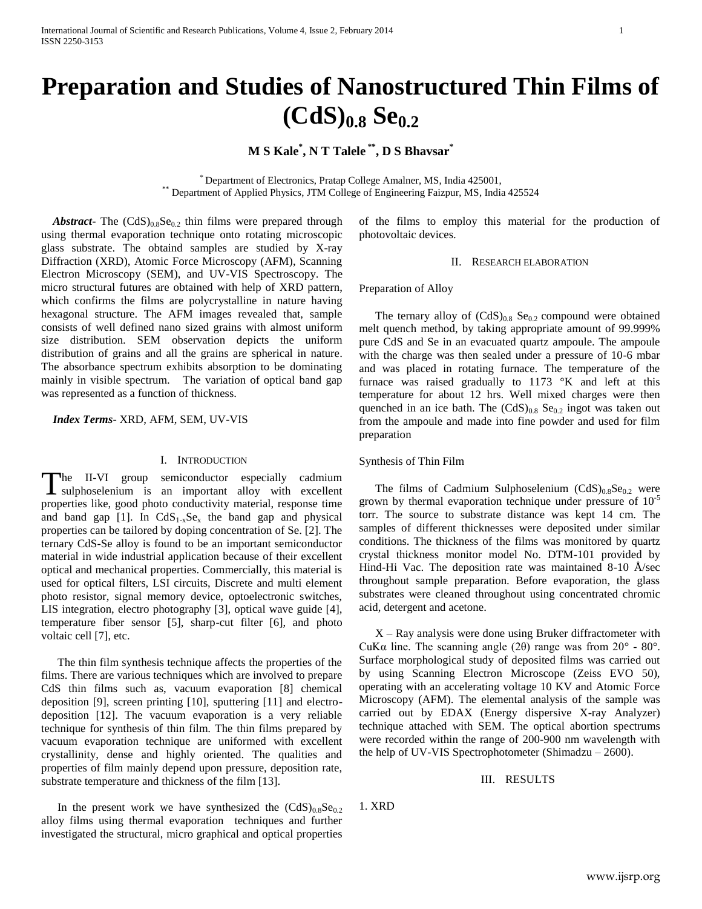# Preparation and Studies of Nanostructured Thin Films of $(CdS)_{0.8}$ $Se_{0.2}$

**M S Kale[*], N T Talele[**], D S Bhavsar[*]**

[*] Department of Electronics, Pratap College Amalner, MS, India 425001,
[**] Department of Applied Physics, JTM College of Engineering Faizpur, MS, India 425524

***Abstract*****-** The $(CdS)_{0.8}Se_{0.2}$ thin films were prepared through using thermal evaporation technique onto rotating microscopic glass substrate. The obtaind samples are studied by X-ray Diffraction (XRD), Atomic Force Microscopy (AFM), Scanning Electron Microscopy (SEM), and UV-VIS Spectroscopy. The micro structural futures are obtained with help of XRD pattern, which confirms the films are polycrystalline in nature having hexagonal structure. The AFM images revealed that, sample consists of well defined nano sized grains with almost uniform size distribution. SEM observation depicts the uniform distribution of grains and all the grains are spherical in nature. The absorbance spectrum exhibits absorption to be dominating mainly in visible spectrum. The variation of optical band gap was represented as a function of thickness.

***Index Terms*****-** XRD, AFM, SEM, UV-VIS

## I. Introduction

The II-VI group semiconductor especially cadmium sulphoselenium is an important alloy with excellent properties like, good photo conductivity material, response time and band gap [1]. In $CdS_{1-x}Se_x$ the band gap and physical properties can be tailored by doping concentration of Se. [2]. The ternary CdS-Se alloy is found to be an important semiconductor material in wide industrial application because of their excellent optical and mechanical properties. Commercially, this material is used for optical filters, LSI circuits, Discrete and multi element photo resistor, signal memory device, optoelectronic switches, LIS integration, electro photography [3], optical wave guide [4], temperature fiber sensor [5], sharp-cut filter [6], and photo voltaic cell [7], etc.

The thin film synthesis technique affects the properties of the films. There are various techniques which are involved to prepare CdS thin films such as, vacuum evaporation [8] chemical deposition [9], screen printing [10], sputtering [11] and electro-deposition [12]. The vacuum evaporation is a very reliable technique for synthesis of thin film. The thin films prepared by vacuum evaporation technique are uniformed with excellent crystallinity, dense and highly oriented. The qualities and properties of film mainly depend upon pressure, deposition rate, substrate temperature and thickness of the film [13].

In the present work we have synthesized the $(CdS)_{0.8}Se_{0.2}$ alloy films using thermal evaporation techniques and further investigated the structural, micro graphical and optical properties of the films to employ this material for the production of photovoltaic devices.

## II. Research Elaboration

Preparation of Alloy

The ternary alloy of $(CdS)_{0.8}$ $Se_{0.2}$ compound were obtained melt quench method, by taking appropriate amount of 99.999% pure CdS and Se in an evacuated quartz ampoule. The ampoule with the charge was then sealed under a pressure of 10-6 mbar and was placed in rotating furnace. The temperature of the furnace was raised gradually to 1173 °K and left at this temperature for about 12 hrs. Well mixed charges were then quenched in an ice bath. The $(CdS)_{0.8}$ $Se_{0.2}$ ingot was taken out from the ampoule and made into fine powder and used for film preparation

Synthesis of Thin Film

The films of Cadmium Sulphoselenium $(CdS)_{0.8}Se_{0.2}$ were grown by thermal evaporation technique under pressure of $10^{-5}$ torr. The source to substrate distance was kept 14 cm. The samples of different thicknesses were deposited under similar conditions. The thickness of the films was monitored by quartz crystal thickness monitor model No. DTM-101 provided by Hind-Hi Vac. The deposition rate was maintained 8-10 Å/sec throughout sample preparation. Before evaporation, the glass substrates were cleaned throughout using concentrated chromic acid, detergent and acetone.

X – Ray analysis were done using Bruker diffractometer with CuKα line. The scanning angle (2θ) range was from 20° - 80°. Surface morphological study of deposited films was carried out by using Scanning Electron Microscope (Zeiss EVO 50), operating with an accelerating voltage 10 KV and Atomic Force Microscopy (AFM). The elemental analysis of the sample was carried out by EDAX (Energy dispersive X-ray Analyzer) technique attached with SEM. The optical abortion spectrums were recorded within the range of 200-900 nm wavelength with the help of UV-VIS Spectrophotometer (Shimadzu – 2600).

## III. Results

1. XRD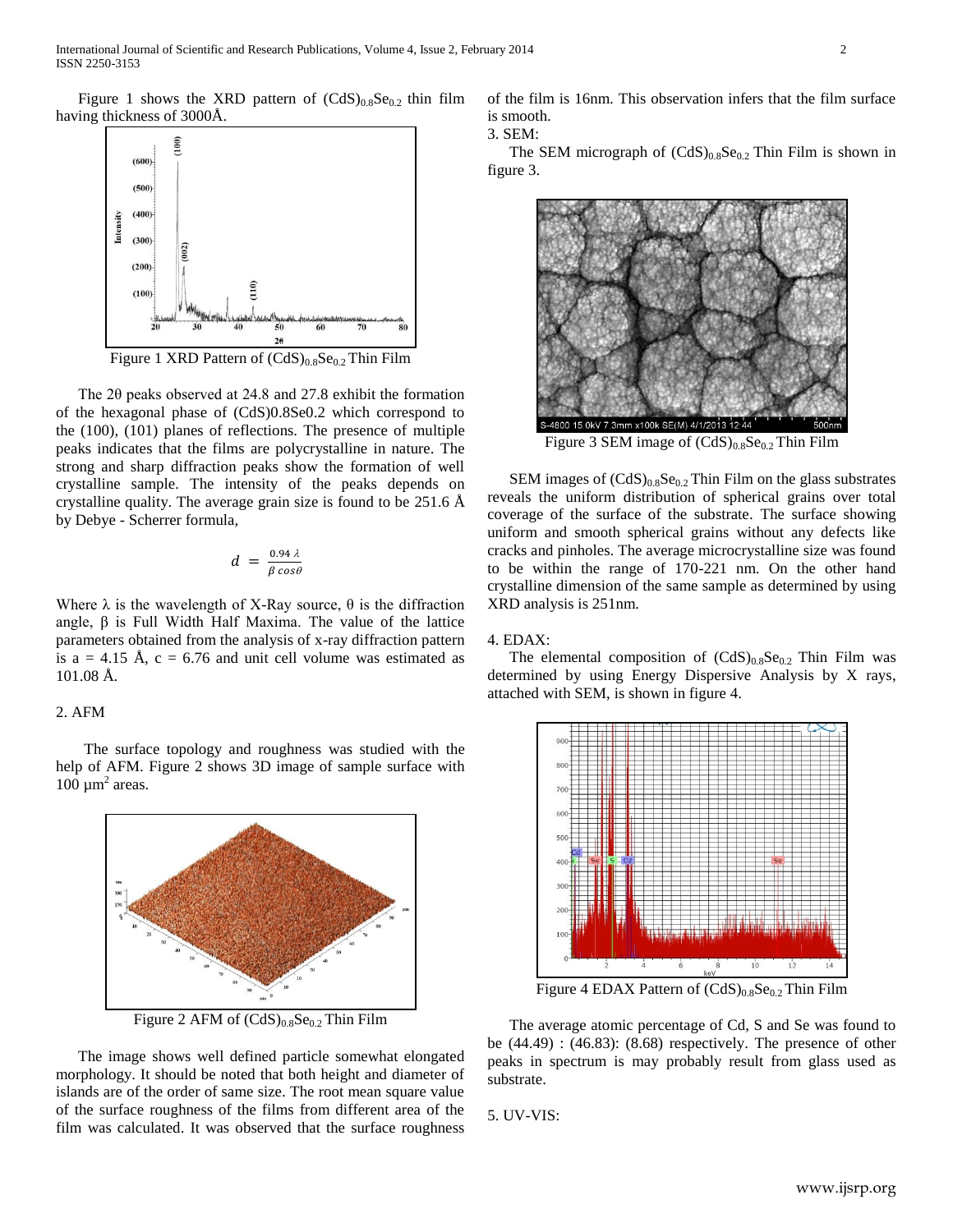Figure 1 shows the XRD pattern of $(CdS)_{0.8}Se_{0.2}$ thin film having thickness of 3000Å.

Figure 1 XRD Pattern of $(CdS)_{0.8}Se_{0.2}$ Thin Film

The 2θ peaks observed at 24.8 and 27.8 exhibit the formation of the hexagonal phase of (CdS)0.8Se0.2 which correspond to the (100), (101) planes of reflections. The presence of multiple peaks indicates that the films are polycrystalline in nature. The strong and sharp diffraction peaks show the formation of well crystalline sample. The intensity of the peaks depends on crystalline quality. The average grain size is found to be 251.6 Å by Debye - Scherrer formula,

$$d = \frac{0.94\,\lambda}{\beta\, cos\theta}$$

Where λ is the wavelength of X-Ray source, θ is the diffraction angle, β is Full Width Half Maxima. The value of the lattice parameters obtained from the analysis of x-ray diffraction pattern is a = 4.15 Å, c = 6.76 and unit cell volume was estimated as 101.08 Å.

## 2. AFM

The surface topology and roughness was studied with the help of AFM. Figure 2 shows 3D image of sample surface with 100 $\mu m^2$ areas.

Figure 2 AFM of $(CdS)_{0.8}Se_{0.2}$ Thin Film

The image shows well defined particle somewhat elongated morphology. It should be noted that both height and diameter of islands are of the order of same size. The root mean square value of the surface roughness of the films from different area of the film was calculated. It was observed that the surface roughness of the film is 16nm. This observation infers that the film surface is smooth.

## 3. SEM:

The SEM micrograph of $(CdS)_{0.8}Se_{0.2}$ Thin Film is shown in figure 3.

Figure 3 SEM image of $(CdS)_{0.8}Se_{0.2}$ Thin Film

SEM images of $(CdS)_{0.8}Se_{0.2}$ Thin Film on the glass substrates reveals the uniform distribution of spherical grains over total coverage of the surface of the substrate. The surface showing uniform and smooth spherical grains without any defects like cracks and pinholes. The average microcrystalline size was found to be within the range of 170-221 nm. On the other hand crystalline dimension of the same sample as determined by using XRD analysis is 251nm.

## 4. EDAX:

The elemental composition of $(CdS)_{0.8}Se_{0.2}$ Thin Film was determined by using Energy Dispersive Analysis by X rays, attached with SEM, is shown in figure 4.

Figure 4 EDAX Pattern of $(CdS)_{0.8}Se_{0.2}$ Thin Film

The average atomic percentage of Cd, S and Se was found to be (44.49) : (46.83): (8.68) respectively. The presence of other peaks in spectrum is may probably result from glass used as substrate.

## 5. UV-VIS: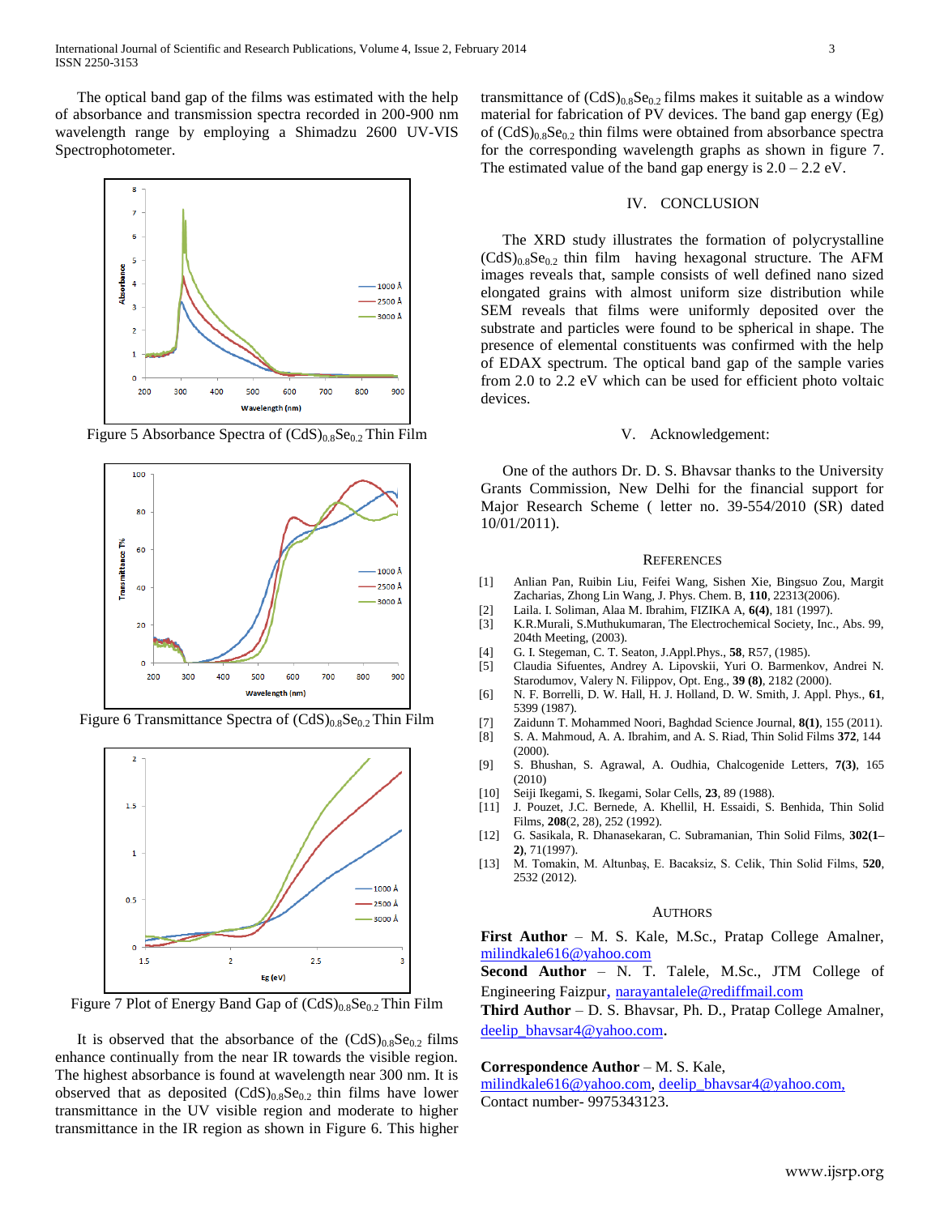The optical band gap of the films was estimated with the help of absorbance and transmission spectra recorded in 200-900 nm wavelength range by employing a Shimadzu 2600 UV-VIS Spectrophotometer.

Figure 5 Absorbance Spectra of $(CdS)_{0.8}Se_{0.2}$ Thin Film

Figure 6 Transmittance Spectra of $(CdS)_{0.8}Se_{0.2}$ Thin Film

Figure 7 Plot of Energy Band Gap of $(CdS)_{0.8}Se_{0.2}$ Thin Film

It is observed that the absorbance of the $(CdS)_{0.8}Se_{0.2}$ films enhance continually from the near IR towards the visible region. The highest absorbance is found at wavelength near 300 nm. It is observed that as deposited $(CdS)_{0.8}Se_{0.2}$ thin films have lower transmittance in the UV visible region and moderate to higher transmittance in the IR region as shown in Figure 6. This higher transmittance of $(CdS)_{0.8}Se_{0.2}$ films makes it suitable as a window material for fabrication of PV devices. The band gap energy (Eg) of $(CdS)_{0.8}Se_{0.2}$ thin films were obtained from absorbance spectra for the corresponding wavelength graphs as shown in figure 7. The estimated value of the band gap energy is 2.0 – 2.2 eV.

## IV. CONCLUSION

The XRD study illustrates the formation of polycrystalline $(CdS)_{0.8}Se_{0.2}$ thin film having hexagonal structure. The AFM images reveals that, sample consists of well defined nano sized elongated grains with almost uniform size distribution while SEM reveals that films were uniformly deposited over the substrate and particles were found to be spherical in shape. The presence of elemental constituents was confirmed with the help of EDAX spectrum. The optical band gap of the sample varies from 2.0 to 2.2 eV which can be used for efficient photo voltaic devices.

## V. Acknowledgement:

One of the authors Dr. D. S. Bhavsar thanks to the University Grants Commission, New Delhi for the financial support for Major Research Scheme ( letter no. 39-554/2010 (SR) dated 10/01/2011).

## REFERENCES

[1] Anlian Pan, Ruibin Liu, Feifei Wang, Sishen Xie, Bingsuo Zou, Margit Zacharias, Zhong Lin Wang, J. Phys. Chem. B, **110**, 22313(2006).

[2] Laila. I. Soliman, Alaa M. Ibrahim, FIZIKA A, **6(4)**, 181 (1997).

[3] K.R.Murali, S.Muthukumaran, The Electrochemical Society, Inc., Abs. 99, 204th Meeting, (2003).

[4] G. I. Stegeman, C. T. Seaton, J.Appl.Phys., **58**, R57, (1985).

[5] Claudia Sifuentes, Andrey A. Lipovskii, Yuri O. Barmenkov, Andrei N. Starodumov, Valery N. Filippov, Opt. Eng., **39 (8)**, 2182 (2000).

[6] N. F. Borrelli, D. W. Hall, H. J. Holland, D. W. Smith, J. Appl. Phys., **61**, 5399 (1987).

[7] Zaidunn T. Mohammed Noori, Baghdad Science Journal, **8(1)**, 155 (2011).

[8] S. A. Mahmoud, A. A. Ibrahim, and A. S. Riad, Thin Solid Films **372**, 144 (2000).

[9] S. Bhushan, S. Agrawal, A. Oudhia, Chalcogenide Letters, **7(3)**, 165 (2010)

[10] Seiji Ikegami, S. Ikegami, Solar Cells, **23**, 89 (1988).

[11] J. Pouzet, J.C. Bernede, A. Khellil, H. Essaidi, S. Benhida, Thin Solid Films, **208**(2, 28), 252 (1992).

[12] G. Sasikala, R. Dhanasekaran, C. Subramanian, Thin Solid Films, **302(1–2)**, 71(1997).

[13] M. Tomakin, M. Altunbaş, E. Bacaksiz, S. Celik, Thin Solid Films, **520**, 2532 (2012).

## AUTHORS

**First Author** – M. S. Kale, M.Sc., Pratap College Amalner, milindkale616@yahoo.com

**Second Author** – N. T. Talele, M.Sc., JTM College of Engineering Faizpur, narayantalele@rediffmail.com

**Third Author** – D. S. Bhavsar, Ph. D., Pratap College Amalner, deelip_bhavsar4@yahoo.com.

**Correspondence Author** – M. S. Kale, milindkale616@yahoo.com, deelip_bhavsar4@yahoo.com, Contact number- 9975343123.